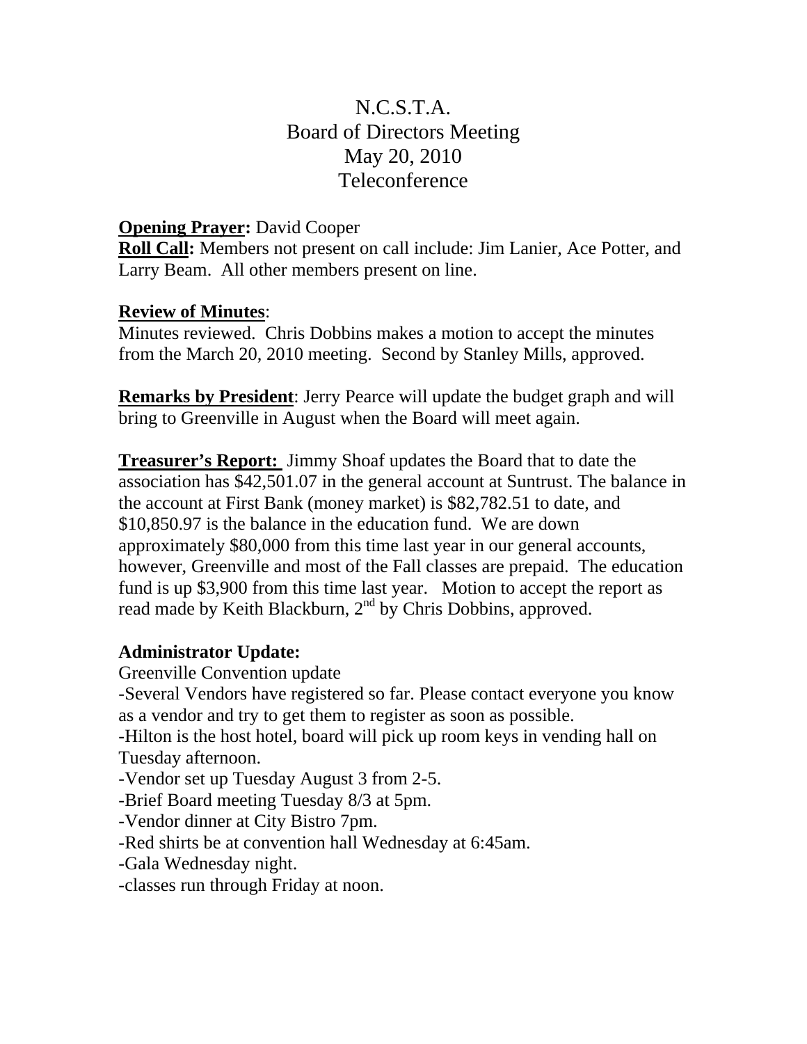# N.C.S.T.A.
## Board of Directors Meeting
## May 20, 2010
## Teleconference

**Opening Prayer:** David Cooper

**Roll Call:** Members not present on call include: Jim Lanier, Ace Potter, and Larry Beam. All other members present on line.

**Review of Minutes**:

Minutes reviewed. Chris Dobbins makes a motion to accept the minutes from the March 20, 2010 meeting. Second by Stanley Mills, approved.

**Remarks by President**: Jerry Pearce will update the budget graph and will bring to Greenville in August when the Board will meet again.

**Treasurer's Report:** Jimmy Shoaf updates the Board that to date the association has $42,501.07 in the general account at Suntrust. The balance in the account at First Bank (money market) is $82,782.51 to date, and $10,850.97 is the balance in the education fund. We are down approximately $80,000 from this time last year in our general accounts, however, Greenville and most of the Fall classes are prepaid. The education fund is up $3,900 from this time last year. Motion to accept the report as read made by Keith Blackburn, 2nd by Chris Dobbins, approved.

**Administrator Update:**

Greenville Convention update

-Several Vendors have registered so far. Please contact everyone you know as a vendor and try to get them to register as soon as possible.

-Hilton is the host hotel, board will pick up room keys in vending hall on Tuesday afternoon.

-Vendor set up Tuesday August 3 from 2-5.

-Brief Board meeting Tuesday 8/3 at 5pm.

-Vendor dinner at City Bistro 7pm.

-Red shirts be at convention hall Wednesday at 6:45am.

-Gala Wednesday night.

-classes run through Friday at noon.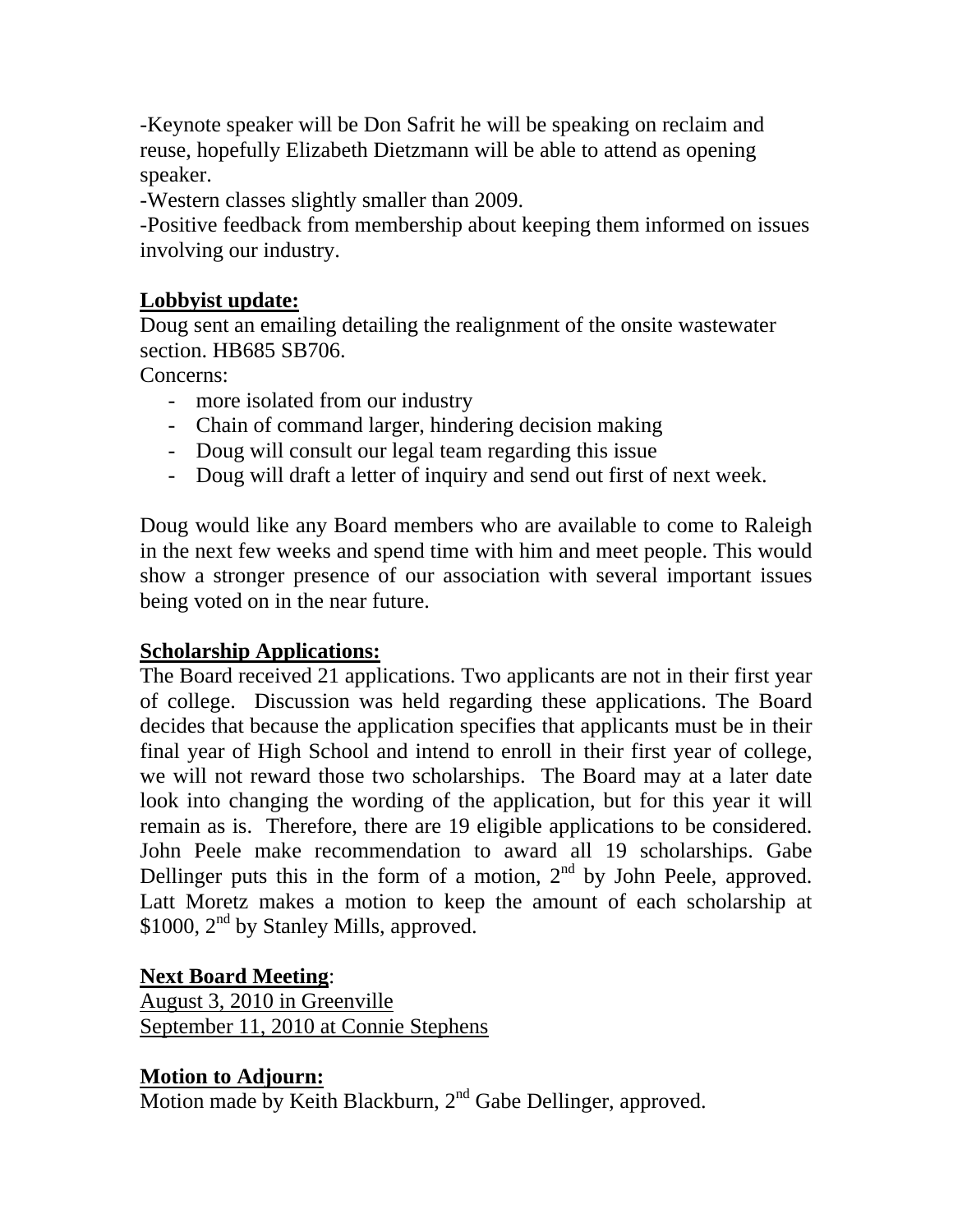-Keynote speaker will be Don Safrit he will be speaking on reclaim and reuse, hopefully Elizabeth Dietzmann will be able to attend as opening speaker.
-Western classes slightly smaller than 2009.
-Positive feedback from membership about keeping them informed on issues involving our industry.

**Lobbyist update:**
Doug sent an emailing detailing the realignment of the onsite wastewater section. HB685 SB706.
Concerns:

- more isolated from our industry
- Chain of command larger, hindering decision making
- Doug will consult our legal team regarding this issue
- Doug will draft a letter of inquiry and send out first of next week.

Doug would like any Board members who are available to come to Raleigh in the next few weeks and spend time with him and meet people. This would show a stronger presence of our association with several important issues being voted on in the near future.

**Scholarship Applications:**
The Board received 21 applications. Two applicants are not in their first year of college. Discussion was held regarding these applications. The Board decides that because the application specifies that applicants must be in their final year of High School and intend to enroll in their first year of college, we will not reward those two scholarships. The Board may at a later date look into changing the wording of the application, but for this year it will remain as is. Therefore, there are 19 eligible applications to be considered. John Peele make recommendation to award all 19 scholarships. Gabe Dellinger puts this in the form of a motion, 2nd by John Peele, approved. Latt Moretz makes a motion to keep the amount of each scholarship at $1000, 2nd by Stanley Mills, approved.

**Next Board Meeting**:
August 3, 2010 in Greenville
September 11, 2010 at Connie Stephens

**Motion to Adjourn:**
Motion made by Keith Blackburn, 2nd Gabe Dellinger, approved.